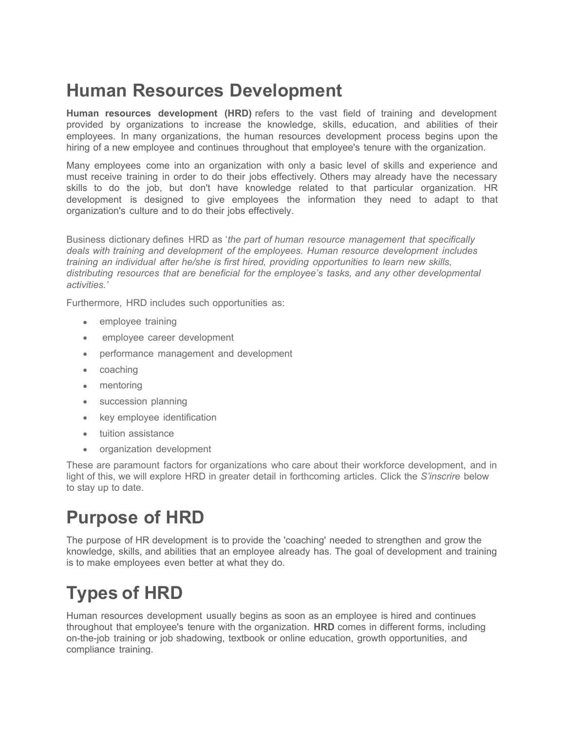# Human Resources Development

**Human resources development (HRD)** refers to the vast field of training and development provided by organizations to increase the knowledge, skills, education, and abilities of their employees. In many organizations, the human resources development process begins upon the hiring of a new employee and continues throughout that employee's tenure with the organization.

Many employees come into an organization with only a basic level of skills and experience and must receive training in order to do their jobs effectively. Others may already have the necessary skills to do the job, but don't have knowledge related to that particular organization. HR development is designed to give employees the information they need to adapt to that organization's culture and to do their jobs effectively.

Business dictionary defines HRD as '*the part of human resource management that specifically deals with training and development of the employees. Human resource development includes training an individual after he/she is first hired, providing opportunities to learn new skills, distributing resources that are beneficial for the employee's tasks, and any other developmental activities.'*

Furthermore, HRD includes such opportunities as:

- employee training
- employee career development
- performance management and development
- coaching
- mentoring
- succession planning
- key employee identification
- tuition assistance
- organization development

These are paramount factors for organizations who care about their workforce development, and in light of this, we will explore HRD in greater detail in forthcoming articles. Click the *S'inscrire* below to stay up to date.

# Purpose of HRD

The purpose of HR development is to provide the 'coaching' needed to strengthen and grow the knowledge, skills, and abilities that an employee already has. The goal of development and training is to make employees even better at what they do.

# Types of HRD

Human resources development usually begins as soon as an employee is hired and continues throughout that employee's tenure with the organization. **HRD** comes in different forms, including on-the-job training or job shadowing, textbook or online education, growth opportunities, and compliance training.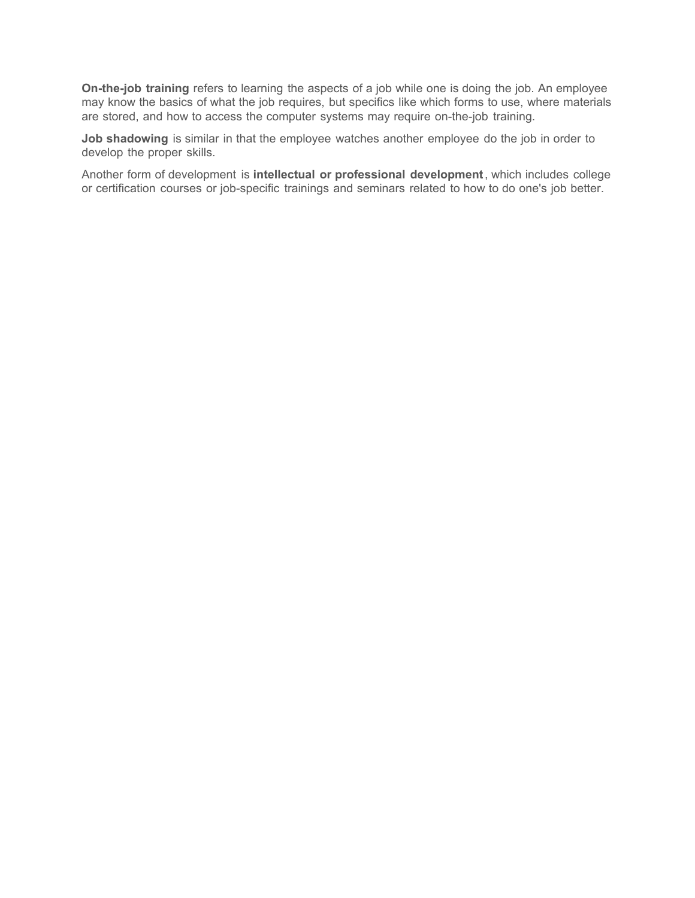**On-the-job training** refers to learning the aspects of a job while one is doing the job. An employee may know the basics of what the job requires, but specifics like which forms to use, where materials are stored, and how to access the computer systems may require on-the-job training.

**Job shadowing** is similar in that the employee watches another employee do the job in order to develop the proper skills.

Another form of development is **intellectual or professional development**, which includes college or certification courses or job-specific trainings and seminars related to how to do one's job better.